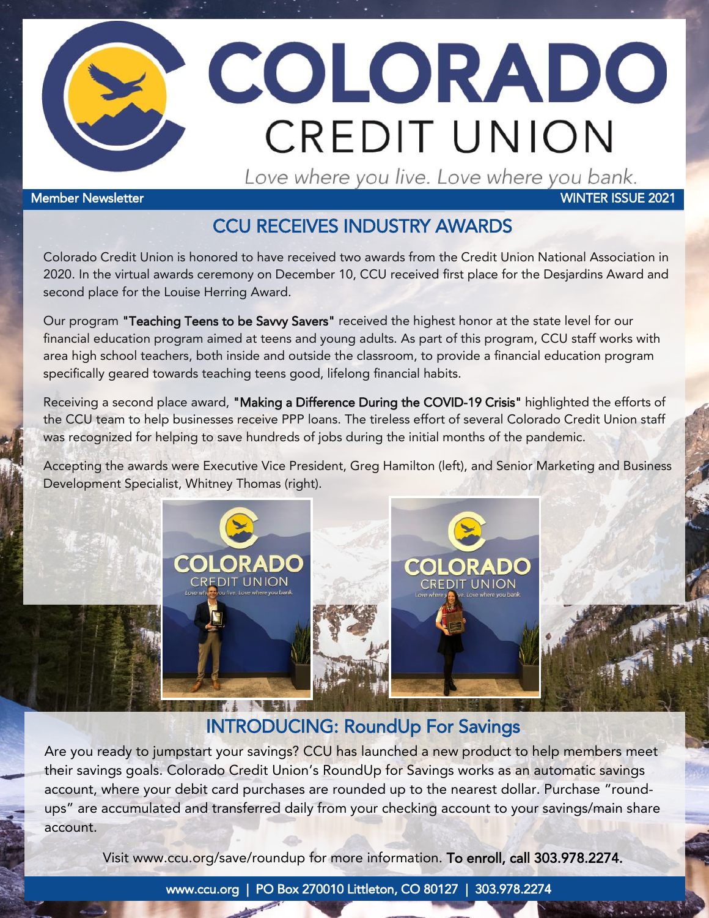# COLORADO CREDIT UNION

*Love where you live. Love where you bank.*

Member Newsletter WINTER ISSUE 2021

## CCU RECEIVES INDUSTRY AWARDS

Colorado Credit Union is honored to have received two awards from the Credit Union National Association in 2020. In the virtual awards ceremony on December 10, CCU received first place for the Desjardins Award and second place for the Louise Herring Award.

Our program **"Teaching Teens to be Savvy Savers"** received the highest honor at the state level for our financial education program aimed at teens and young adults. As part of this program, CCU staff works with area high school teachers, both inside and outside the classroom, to provide a financial education program specifically geared towards teaching teens good, lifelong financial habits.

Receiving a second place award, **"Making a Difference During the COVID-19 Crisis"** highlighted the efforts of the CCU team to help businesses receive PPP loans. The tireless effort of several Colorado Credit Union staff was recognized for helping to save hundreds of jobs during the initial months of the pandemic.

Accepting the awards were Executive Vice President, Greg Hamilton (left), and Senior Marketing and Business Development Specialist, Whitney Thomas (right).

## INTRODUCING: RoundUp For Savings

Are you ready to jumpstart your savings? CCU has launched a new product to help members meet their savings goals. Colorado Credit Union's RoundUp for Savings works as an automatic savings account, where your debit card purchases are rounded up to the nearest dollar. Purchase "round-ups" are accumulated and transferred daily from your checking account to your savings/main share account.

Visit www.ccu.org/save/roundup for more information. **To enroll, call 303.978.2274.**

www.ccu.org | PO Box 270010 Littleton, CO 80127 | 303.978.2274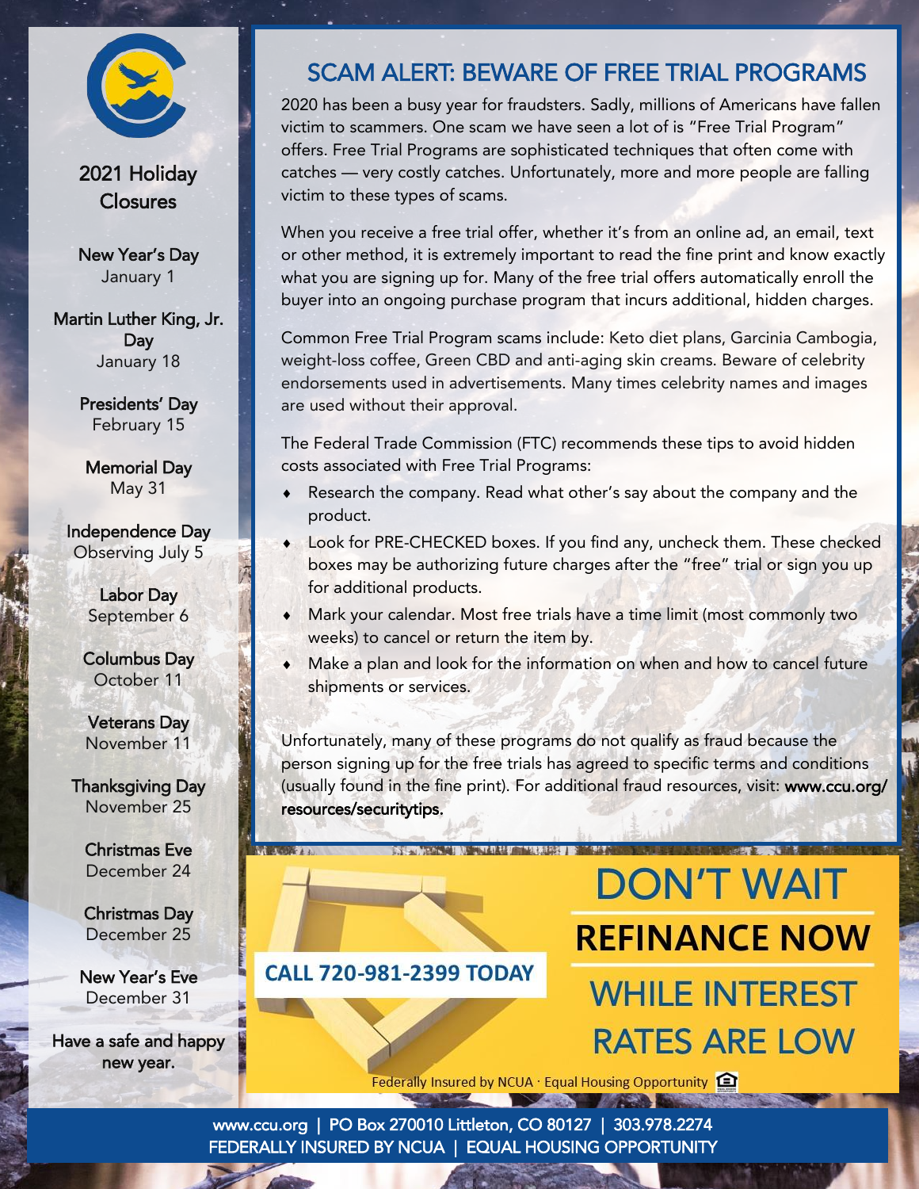## 2021 Holiday Closures

**New Year's Day**
January 1

**Martin Luther King, Jr. Day**
January 18

**Presidents' Day**
February 15

**Memorial Day**
May 31

**Independence Day**
Observing July 5

**Labor Day**
September 6

**Columbus Day**
October 11

**Veterans Day**
November 11

**Thanksgiving Day**
November 25

**Christmas Eve**
December 24

**Christmas Day**
December 25

**New Year's Eve**
December 31

**Have a safe and happy new year.**

## SCAM ALERT: BEWARE OF FREE TRIAL PROGRAMS

2020 has been a busy year for fraudsters. Sadly, millions of Americans have fallen victim to scammers. One scam we have seen a lot of is "Free Trial Program" offers. Free Trial Programs are sophisticated techniques that often come with catches — very costly catches. Unfortunately, more and more people are falling victim to these types of scams.

When you receive a free trial offer, whether it's from an online ad, an email, text or other method, it is extremely important to read the fine print and know exactly what you are signing up for. Many of the free trial offers automatically enroll the buyer into an ongoing purchase program that incurs additional, hidden charges.

Common Free Trial Program scams include: Keto diet plans, Garcinia Cambogia, weight-loss coffee, Green CBD and anti-aging skin creams. Beware of celebrity endorsements used in advertisements. Many times celebrity names and images are used without their approval.

The Federal Trade Commission (FTC) recommends these tips to avoid hidden costs associated with Free Trial Programs:

- Research the company. Read what other's say about the company and the product.
- Look for PRE-CHECKED boxes. If you find any, uncheck them. These checked boxes may be authorizing future charges after the "free" trial or sign you up for additional products.
- Mark your calendar. Most free trials have a time limit (most commonly two weeks) to cancel or return the item by.
- Make a plan and look for the information on when and how to cancel future shipments or services.

Unfortunately, many of these programs do not qualify as fraud because the person signing up for the free trials has agreed to specific terms and conditions (usually found in the fine print). For additional fraud resources, visit: **www.ccu.org/resources/securitytips.**

# DON'T WAIT

# REFINANCE NOW

# WHILE INTEREST RATES ARE LOW

**CALL 720-981-2399 TODAY**

Federally Insured by NCUA · Equal Housing Opportunity

www.ccu.org | PO Box 270010 Littleton, CO 80127 | 303.978.2274
FEDERALLY INSURED BY NCUA | EQUAL HOUSING OPPORTUNITY